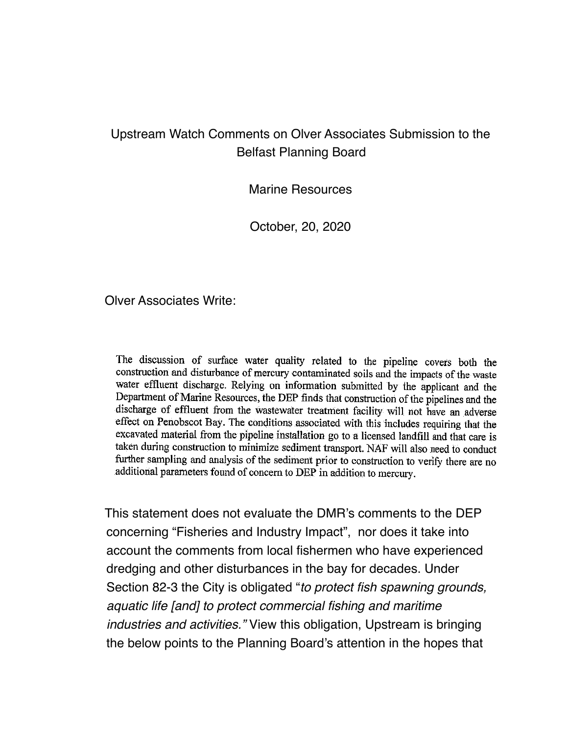# Upstream Watch Comments on Olver Associates Submission to the Belfast Planning Board

## Marine Resources

October, 20, 2020

Olver Associates Write:

> The discussion of surface water quality related to the pipeline covers both the construction and disturbance of mercury contaminated soils and the impacts of the waste water effluent discharge. Relying on information submitted by the applicant and the Department of Marine Resources, the DEP finds that construction of the pipelines and the discharge of effluent from the wastewater treatment facility will not have an adverse effect on Penobscot Bay. The conditions associated with this includes requiring that the excavated material from the pipeline installation go to a licensed landfill and that care is taken during construction to minimize sediment transport. NAF will also need to conduct further sampling and analysis of the sediment prior to construction to verify there are no additional parameters found of concern to DEP in addition to mercury.

This statement does not evaluate the DMR's comments to the DEP concerning "Fisheries and Industry Impact", nor does it take into account the comments from local fishermen who have experienced dredging and other disturbances in the bay for decades. Under Section 82-3 the City is obligated "*to protect fish spawning grounds, aquatic life [and] to protect commercial fishing and maritime industries and activities."* View this obligation, Upstream is bringing the below points to the Planning Board's attention in the hopes that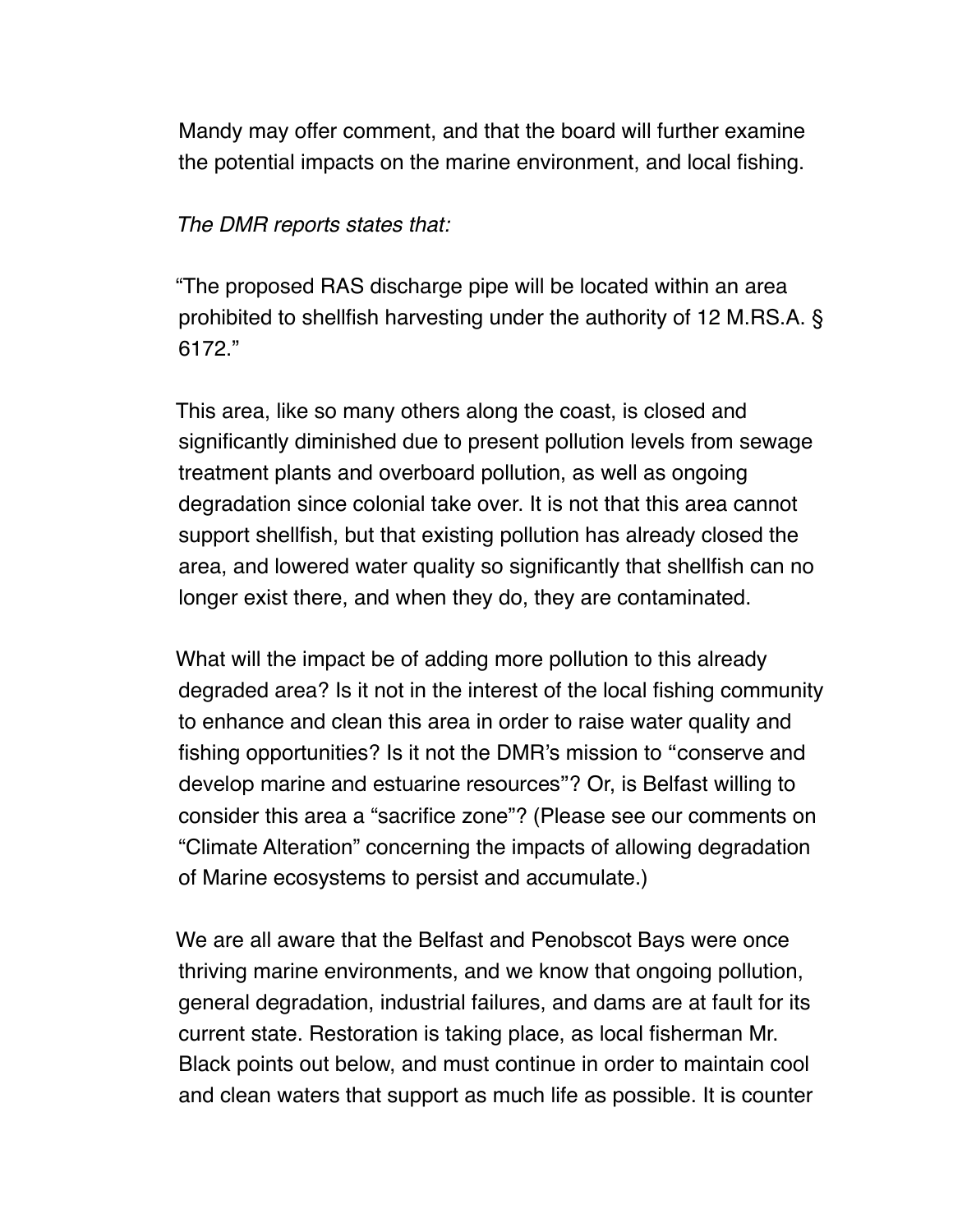Mandy may offer comment, and that the board will further examine the potential impacts on the marine environment, and local fishing.

*The DMR reports states that:*

"The proposed RAS discharge pipe will be located within an area prohibited to shellfish harvesting under the authority of 12 M.RS.A. § 6172."

This area, like so many others along the coast, is closed and significantly diminished due to present pollution levels from sewage treatment plants and overboard pollution, as well as ongoing degradation since colonial take over. It is not that this area cannot support shellfish, but that existing pollution has already closed the area, and lowered water quality so significantly that shellfish can no longer exist there, and when they do, they are contaminated.

What will the impact be of adding more pollution to this already degraded area? Is it not in the interest of the local fishing community to enhance and clean this area in order to raise water quality and fishing opportunities? Is it not the DMR's mission to "conserve and develop marine and estuarine resources"? Or, is Belfast willing to consider this area a "sacrifice zone"? (Please see our comments on "Climate Alteration" concerning the impacts of allowing degradation of Marine ecosystems to persist and accumulate.)

We are all aware that the Belfast and Penobscot Bays were once thriving marine environments, and we know that ongoing pollution, general degradation, industrial failures, and dams are at fault for its current state. Restoration is taking place, as local fisherman Mr. Black points out below, and must continue in order to maintain cool and clean waters that support as much life as possible. It is counter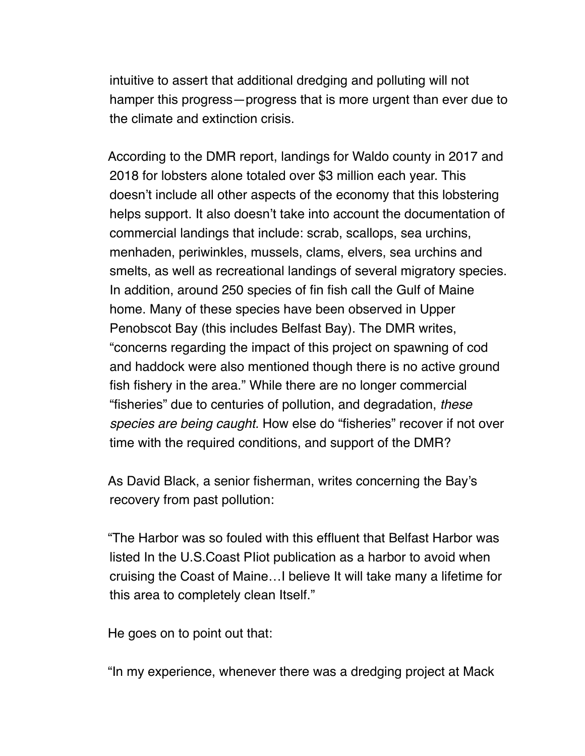intuitive to assert that additional dredging and polluting will not hamper this progress—progress that is more urgent than ever due to the climate and extinction crisis.

According to the DMR report, landings for Waldo county in 2017 and 2018 for lobsters alone totaled over $3 million each year. This doesn't include all other aspects of the economy that this lobstering helps support. It also doesn't take into account the documentation of commercial landings that include: scrab, scallops, sea urchins, menhaden, periwinkles, mussels, clams, elvers, sea urchins and smelts, as well as recreational landings of several migratory species. In addition, around 250 species of fin fish call the Gulf of Maine home. Many of these species have been observed in Upper Penobscot Bay (this includes Belfast Bay). The DMR writes, "concerns regarding the impact of this project on spawning of cod and haddock were also mentioned though there is no active ground fish fishery in the area." While there are no longer commercial "fisheries" due to centuries of pollution, and degradation, *these species are being caught.* How else do "fisheries" recover if not over time with the required conditions, and support of the DMR?

As David Black, a senior fisherman, writes concerning the Bay's recovery from past pollution:

"The Harbor was so fouled with this effluent that Belfast Harbor was listed In the U.S.Coast PIiot publication as a harbor to avoid when cruising the Coast of Maine…I believe It will take many a lifetime for this area to completely clean Itself."

He goes on to point out that:

"In my experience, whenever there was a dredging project at Mack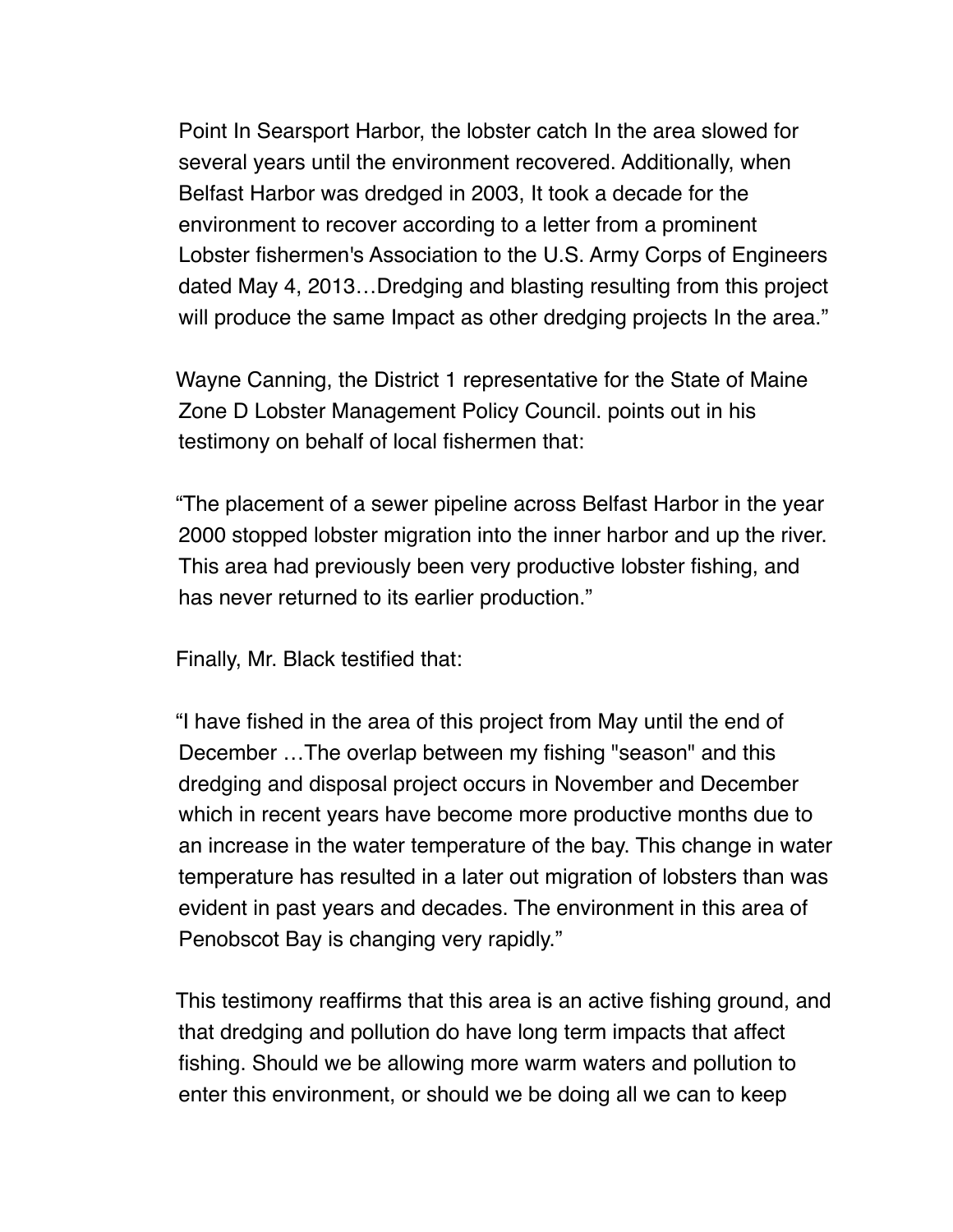Point In Searsport Harbor, the lobster catch In the area slowed for several years until the environment recovered. Additionally, when Belfast Harbor was dredged in 2003, It took a decade for the environment to recover according to a letter from a prominent Lobster fishermen's Association to the U.S. Army Corps of Engineers dated May 4, 2013…Dredging and blasting resulting from this project will produce the same Impact as other dredging projects In the area."

Wayne Canning, the District 1 representative for the State of Maine Zone D Lobster Management Policy Council. points out in his testimony on behalf of local fishermen that:

"The placement of a sewer pipeline across Belfast Harbor in the year 2000 stopped lobster migration into the inner harbor and up the river. This area had previously been very productive lobster fishing, and has never returned to its earlier production."

Finally, Mr. Black testified that:

"I have fished in the area of this project from May until the end of December …The overlap between my fishing "season" and this dredging and disposal project occurs in November and December which in recent years have become more productive months due to an increase in the water temperature of the bay. This change in water temperature has resulted in a later out migration of lobsters than was evident in past years and decades. The environment in this area of Penobscot Bay is changing very rapidly."

This testimony reaffirms that this area is an active fishing ground, and that dredging and pollution do have long term impacts that affect fishing. Should we be allowing more warm waters and pollution to enter this environment, or should we be doing all we can to keep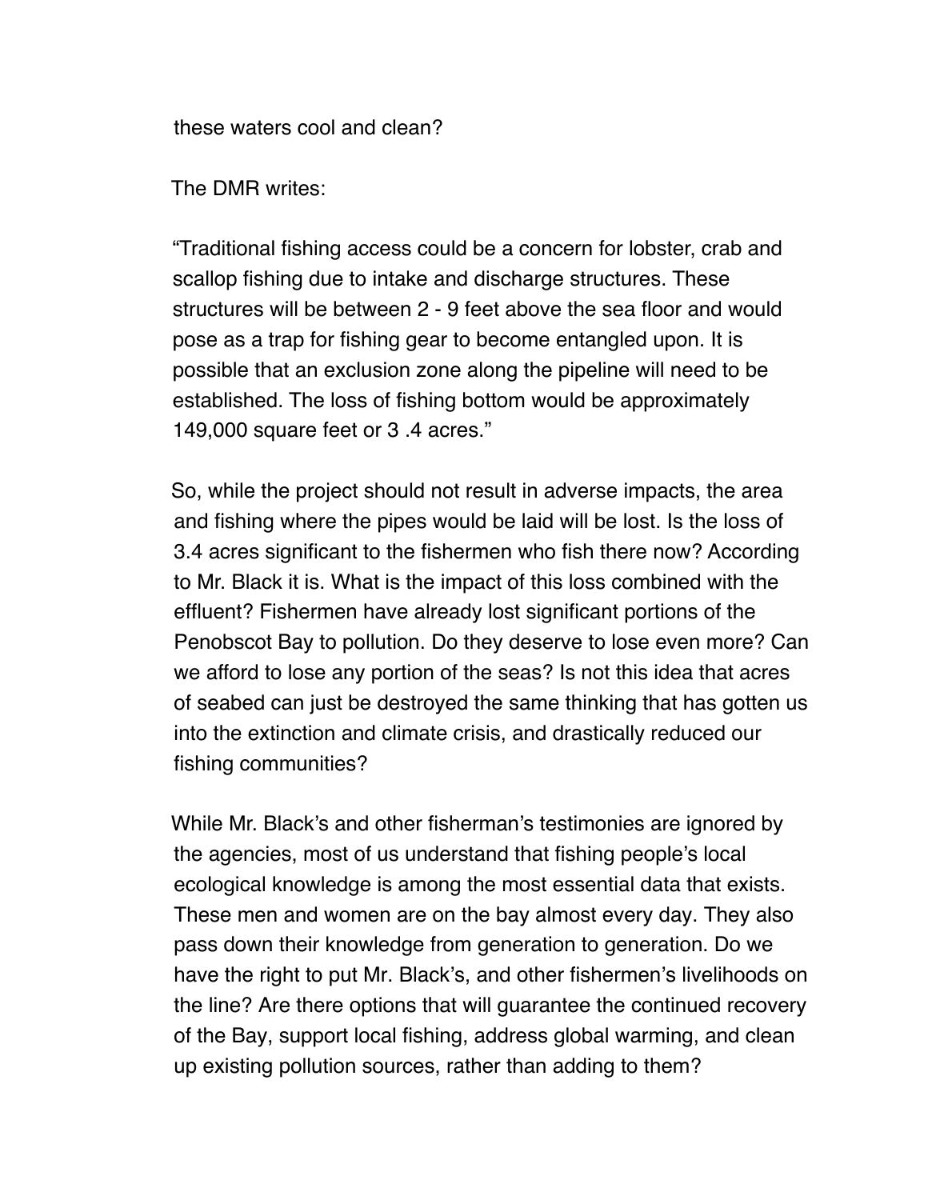these waters cool and clean?

The DMR writes:

"Traditional fishing access could be a concern for lobster, crab and scallop fishing due to intake and discharge structures. These structures will be between 2 - 9 feet above the sea floor and would pose as a trap for fishing gear to become entangled upon. It is possible that an exclusion zone along the pipeline will need to be established. The loss of fishing bottom would be approximately 149,000 square feet or 3 .4 acres."

So, while the project should not result in adverse impacts, the area and fishing where the pipes would be laid will be lost. Is the loss of 3.4 acres significant to the fishermen who fish there now? According to Mr. Black it is. What is the impact of this loss combined with the effluent? Fishermen have already lost significant portions of the Penobscot Bay to pollution. Do they deserve to lose even more? Can we afford to lose any portion of the seas? Is not this idea that acres of seabed can just be destroyed the same thinking that has gotten us into the extinction and climate crisis, and drastically reduced our fishing communities?

While Mr. Black's and other fisherman's testimonies are ignored by the agencies, most of us understand that fishing people's local ecological knowledge is among the most essential data that exists. These men and women are on the bay almost every day. They also pass down their knowledge from generation to generation. Do we have the right to put Mr. Black's, and other fishermen's livelihoods on the line? Are there options that will guarantee the continued recovery of the Bay, support local fishing, address global warming, and clean up existing pollution sources, rather than adding to them?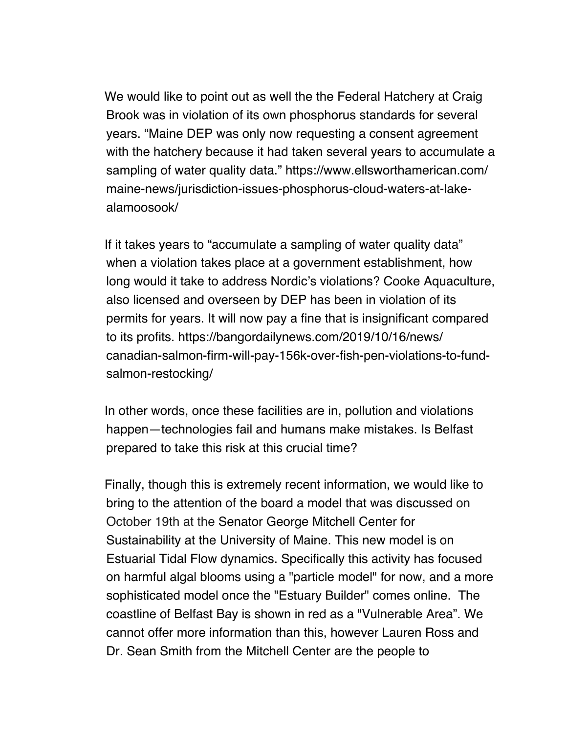We would like to point out as well the the Federal Hatchery at Craig Brook was in violation of its own phosphorus standards for several years. "Maine DEP was only now requesting a consent agreement with the hatchery because it had taken several years to accumulate a sampling of water quality data." https://www.ellsworthamerican.com/maine-news/jurisdiction-issues-phosphorus-cloud-waters-at-lake-alamoosook/

If it takes years to "accumulate a sampling of water quality data" when a violation takes place at a government establishment, how long would it take to address Nordic's violations? Cooke Aquaculture, also licensed and overseen by DEP has been in violation of its permits for years. It will now pay a fine that is insignificant compared to its profits. https://bangordailynews.com/2019/10/16/news/canadian-salmon-firm-will-pay-156k-over-fish-pen-violations-to-fund-salmon-restocking/

In other words, once these facilities are in, pollution and violations happen—technologies fail and humans make mistakes. Is Belfast prepared to take this risk at this crucial time?

Finally, though this is extremely recent information, we would like to bring to the attention of the board a model that was discussed on October 19th at the Senator George Mitchell Center for Sustainability at the University of Maine. This new model is on Estuarial Tidal Flow dynamics. Specifically this activity has focused on harmful algal blooms using a "particle model" for now, and a more sophisticated model once the "Estuary Builder" comes online. The coastline of Belfast Bay is shown in red as a "Vulnerable Area". We cannot offer more information than this, however Lauren Ross and Dr. Sean Smith from the Mitchell Center are the people to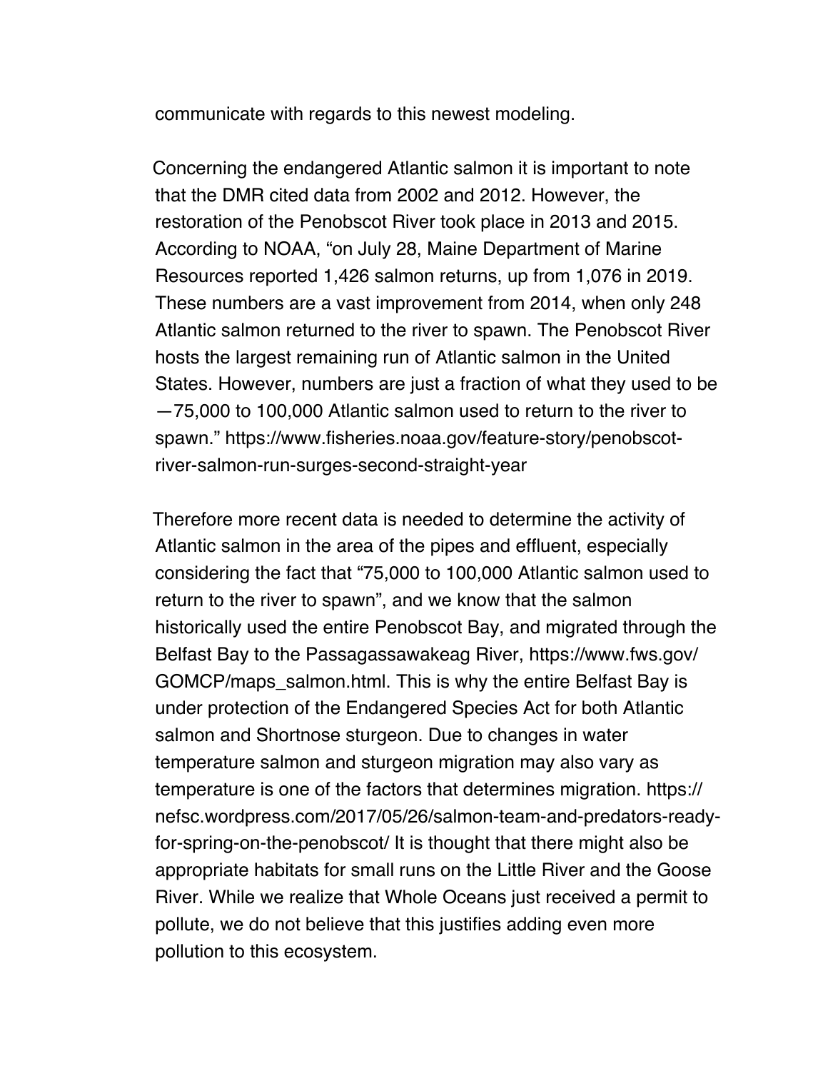communicate with regards to this newest modeling.

Concerning the endangered Atlantic salmon it is important to note that the DMR cited data from 2002 and 2012. However, the restoration of the Penobscot River took place in 2013 and 2015. According to NOAA, "on July 28, Maine Department of Marine Resources reported 1,426 salmon returns, up from 1,076 in 2019. These numbers are a vast improvement from 2014, when only 248 Atlantic salmon returned to the river to spawn. The Penobscot River hosts the largest remaining run of Atlantic salmon in the United States. However, numbers are just a fraction of what they used to be —75,000 to 100,000 Atlantic salmon used to return to the river to spawn." https://www.fisheries.noaa.gov/feature-story/penobscot-river-salmon-run-surges-second-straight-year

Therefore more recent data is needed to determine the activity of Atlantic salmon in the area of the pipes and effluent, especially considering the fact that "75,000 to 100,000 Atlantic salmon used to return to the river to spawn", and we know that the salmon historically used the entire Penobscot Bay, and migrated through the Belfast Bay to the Passagassawakeag River, https://www.fws.gov/GOMCP/maps_salmon.html. This is why the entire Belfast Bay is under protection of the Endangered Species Act for both Atlantic salmon and Shortnose sturgeon. Due to changes in water temperature salmon and sturgeon migration may also vary as temperature is one of the factors that determines migration. https://nefsc.wordpress.com/2017/05/26/salmon-team-and-predators-ready-for-spring-on-the-penobscot/ It is thought that there might also be appropriate habitats for small runs on the Little River and the Goose River. While we realize that Whole Oceans just received a permit to pollute, we do not believe that this justifies adding even more pollution to this ecosystem.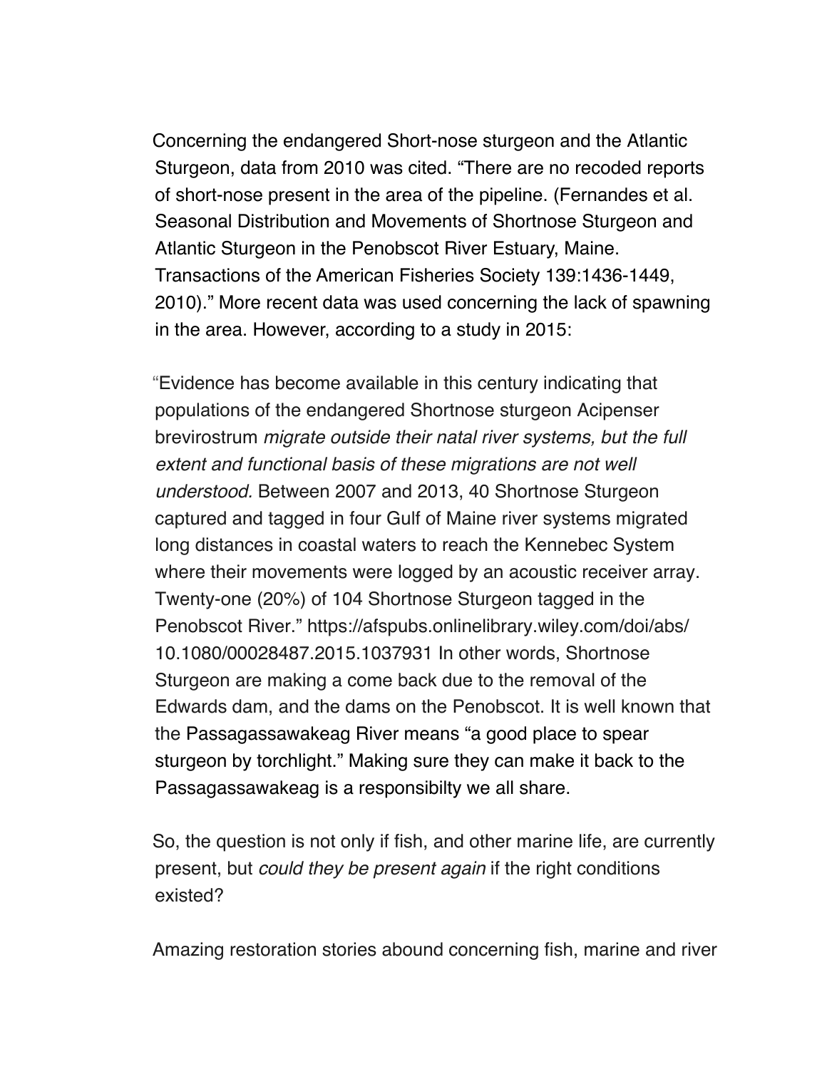Concerning the endangered Short-nose sturgeon and the Atlantic Sturgeon, data from 2010 was cited. "There are no recoded reports of short-nose present in the area of the pipeline. (Fernandes et al. Seasonal Distribution and Movements of Shortnose Sturgeon and Atlantic Sturgeon in the Penobscot River Estuary, Maine. Transactions of the American Fisheries Society 139:1436-1449, 2010)." More recent data was used concerning the lack of spawning in the area. However, according to a study in 2015:

"Evidence has become available in this century indicating that populations of the endangered Shortnose sturgeon Acipenser brevirostrum *migrate outside their natal river systems, but the full extent and functional basis of these migrations are not well understood.* Between 2007 and 2013, 40 Shortnose Sturgeon captured and tagged in four Gulf of Maine river systems migrated long distances in coastal waters to reach the Kennebec System where their movements were logged by an acoustic receiver array. Twenty-one (20%) of 104 Shortnose Sturgeon tagged in the Penobscot River." https://afspubs.onlinelibrary.wiley.com/doi/abs/10.1080/00028487.2015.1037931 In other words, Shortnose Sturgeon are making a come back due to the removal of the Edwards dam, and the dams on the Penobscot. It is well known that the Passagassawakeag River means "a good place to spear sturgeon by torchlight." Making sure they can make it back to the Passagassawakeag is a responsibilty we all share.

So, the question is not only if fish, and other marine life, are currently present, but *could they be present again* if the right conditions existed?

Amazing restoration stories abound concerning fish, marine and river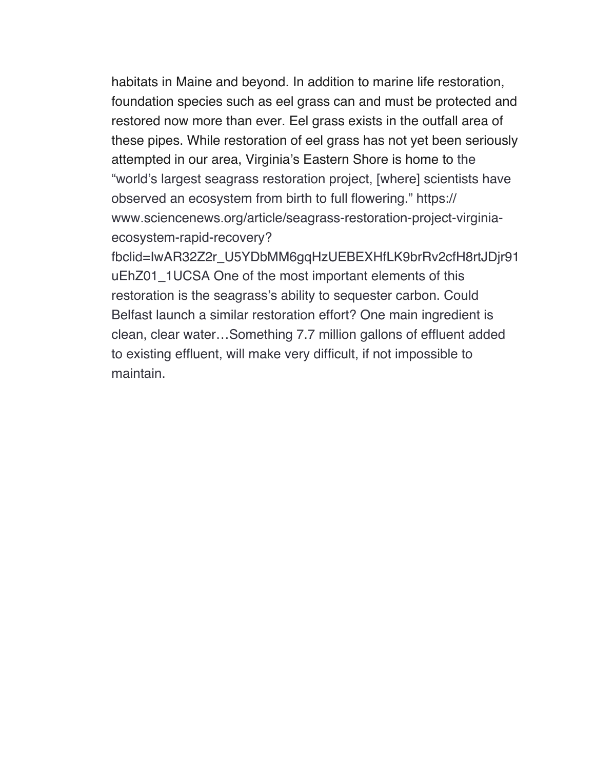habitats in Maine and beyond. In addition to marine life restoration, foundation species such as eel grass can and must be protected and restored now more than ever. Eel grass exists in the outfall area of these pipes. While restoration of eel grass has not yet been seriously attempted in our area, Virginia's Eastern Shore is home to the "world's largest seagrass restoration project, [where] scientists have observed an ecosystem from birth to full flowering." https://www.sciencenews.org/article/seagrass-restoration-project-virginia-ecosystem-rapid-recovery?fbclid=IwAR32Z2r_U5YDbMM6gqHzUEBEXHfLK9brRv2cfH8rtJDjr91uEhZ01_1UCSA One of the most important elements of this restoration is the seagrass's ability to sequester carbon. Could Belfast launch a similar restoration effort? One main ingredient is clean, clear water…Something 7.7 million gallons of effluent added to existing effluent, will make very difficult, if not impossible to maintain.